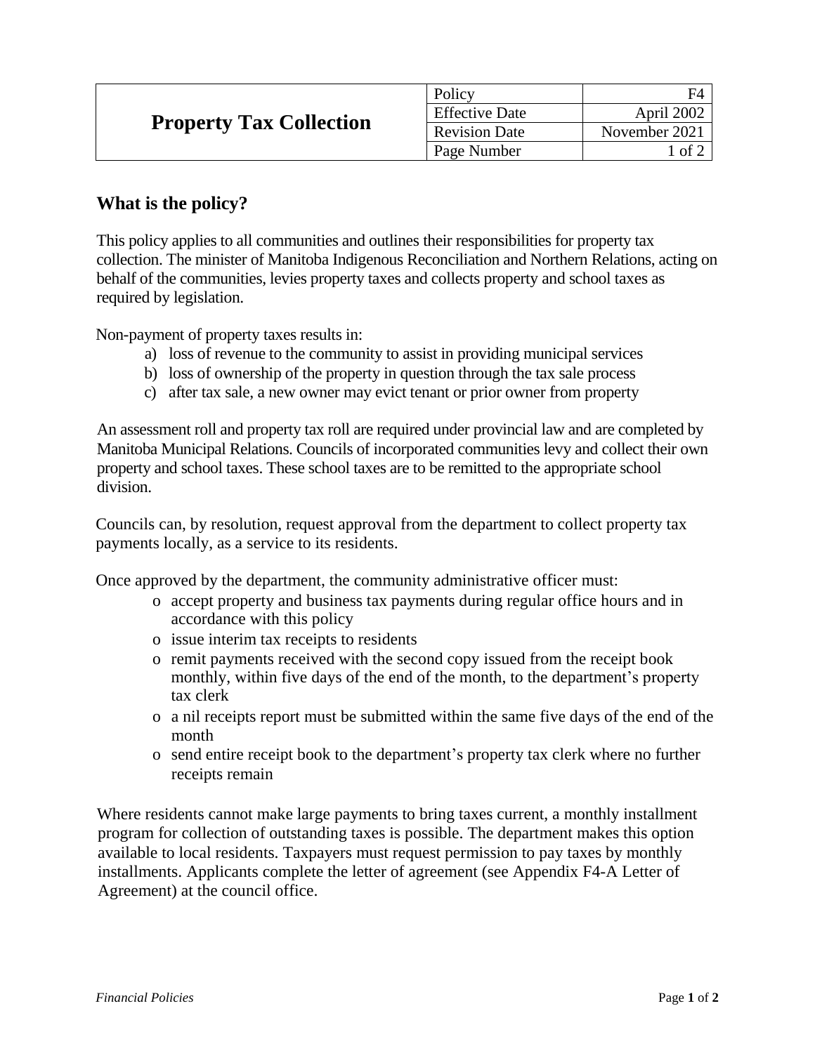| Property Tax Collection | Policy | F4 |
| --- | --- | --- |
| | Effective Date | April 2002 |
| | Revision Date | November 2021 |
| | Page Number | 1 of 2 |

## What is the policy?

This policy applies to all communities and outlines their responsibilities for property tax collection. The minister of Manitoba Indigenous Reconciliation and Northern Relations, acting on behalf of the communities, levies property taxes and collects property and school taxes as required by legislation.

Non-payment of property taxes results in:

a) loss of revenue to the community to assist in providing municipal services
b) loss of ownership of the property in question through the tax sale process
c) after tax sale, a new owner may evict tenant or prior owner from property

An assessment roll and property tax roll are required under provincial law and are completed by Manitoba Municipal Relations. Councils of incorporated communities levy and collect their own property and school taxes. These school taxes are to be remitted to the appropriate school division.

Councils can, by resolution, request approval from the department to collect property tax payments locally, as a service to its residents.

Once approved by the department, the community administrative officer must:

- accept property and business tax payments during regular office hours and in accordance with this policy
- issue interim tax receipts to residents
- remit payments received with the second copy issued from the receipt book monthly, within five days of the end of the month, to the department's property tax clerk
- a nil receipts report must be submitted within the same five days of the end of the month
- send entire receipt book to the department's property tax clerk where no further receipts remain

Where residents cannot make large payments to bring taxes current, a monthly installment program for collection of outstanding taxes is possible. The department makes this option available to local residents. Taxpayers must request permission to pay taxes by monthly installments. Applicants complete the letter of agreement (see Appendix F4-A Letter of Agreement) at the council office.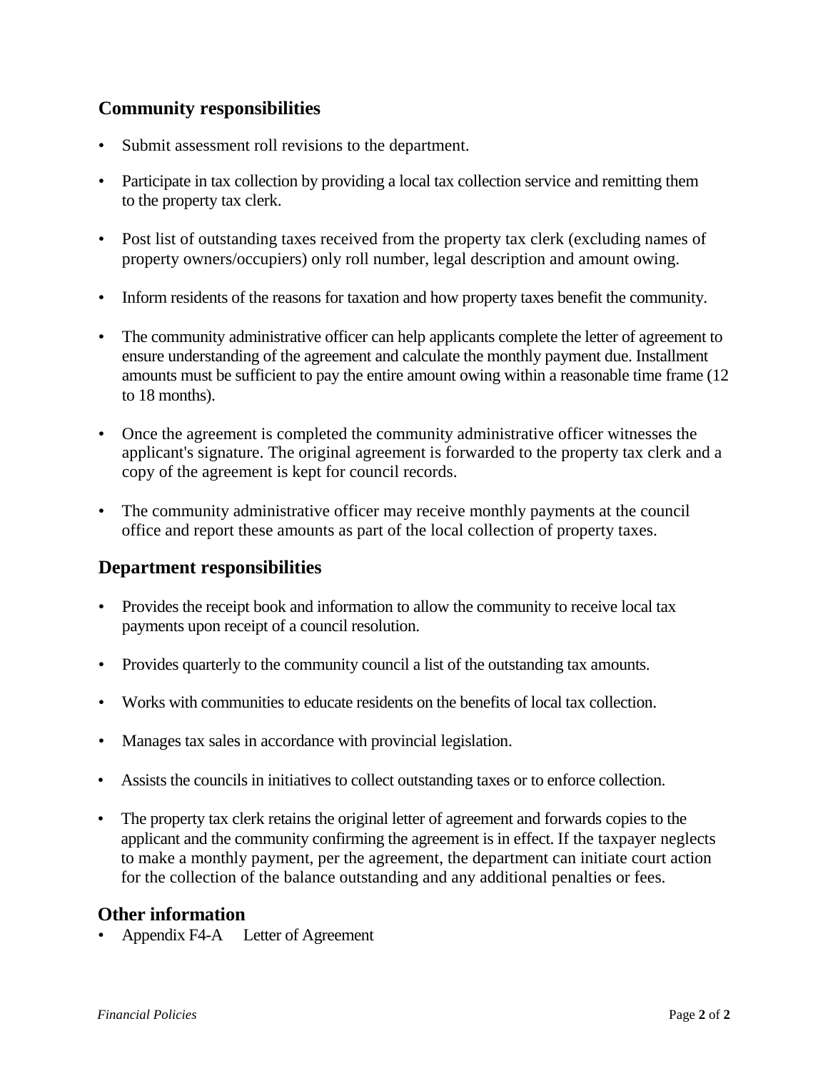## Community responsibilities

- Submit assessment roll revisions to the department.
- Participate in tax collection by providing a local tax collection service and remitting them to the property tax clerk.
- Post list of outstanding taxes received from the property tax clerk (excluding names of property owners/occupiers) only roll number, legal description and amount owing.
- Inform residents of the reasons for taxation and how property taxes benefit the community.
- The community administrative officer can help applicants complete the letter of agreement to ensure understanding of the agreement and calculate the monthly payment due. Installment amounts must be sufficient to pay the entire amount owing within a reasonable time frame (12 to 18 months).
- Once the agreement is completed the community administrative officer witnesses the applicant's signature. The original agreement is forwarded to the property tax clerk and a copy of the agreement is kept for council records.
- The community administrative officer may receive monthly payments at the council office and report these amounts as part of the local collection of property taxes.

## Department responsibilities

- Provides the receipt book and information to allow the community to receive local tax payments upon receipt of a council resolution.
- Provides quarterly to the community council a list of the outstanding tax amounts.
- Works with communities to educate residents on the benefits of local tax collection.
- Manages tax sales in accordance with provincial legislation.
- Assists the councils in initiatives to collect outstanding taxes or to enforce collection.
- The property tax clerk retains the original letter of agreement and forwards copies to the applicant and the community confirming the agreement is in effect. If the taxpayer neglects to make a monthly payment, per the agreement, the department can initiate court action for the collection of the balance outstanding and any additional penalties or fees.

## Other information

- Appendix F4-A Letter of Agreement